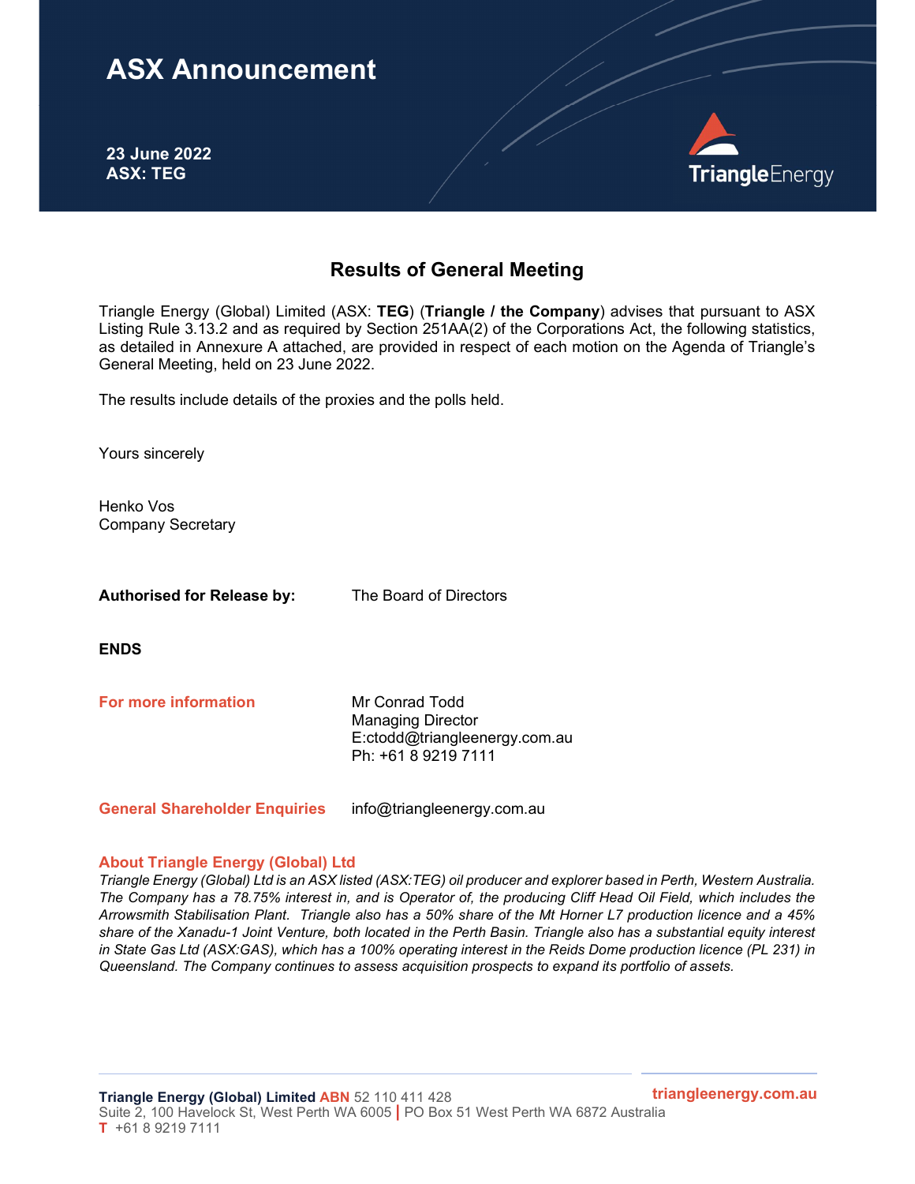# ASX Announcement

**23 June 2022**
**ASX: TEG**

TriangleEnergy

## Results of General Meeting

Triangle Energy (Global) Limited (ASX: **TEG**) (**Triangle / the Company**) advises that pursuant to ASX Listing Rule 3.13.2 and as required by Section 251AA(2) of the Corporations Act, the following statistics, as detailed in Annexure A attached, are provided in respect of each motion on the Agenda of Triangle's General Meeting, held on 23 June 2022.

The results include details of the proxies and the polls held.

Yours sincerely

Henko Vos
Company Secretary

**Authorised for Release by:** The Board of Directors

**ENDS**

**For more information**

Mr Conrad Todd
Managing Director
E:ctodd@triangleenergy.com.au
Ph: +61 8 9219 7111

**General Shareholder Enquiries** info@triangleenergy.com.au

**About Triangle Energy (Global) Ltd**

*Triangle Energy (Global) Ltd is an ASX listed (ASX:TEG) oil producer and explorer based in Perth, Western Australia. The Company has a 78.75% interest in, and is Operator of, the producing Cliff Head Oil Field, which includes the Arrowsmith Stabilisation Plant. Triangle also has a 50% share of the Mt Horner L7 production licence and a 45% share of the Xanadu-1 Joint Venture, both located in the Perth Basin. Triangle also has a substantial equity interest in State Gas Ltd (ASX:GAS), which has a 100% operating interest in the Reids Dome production licence (PL 231) in Queensland. The Company continues to assess acquisition prospects to expand its portfolio of assets.*

**Triangle Energy (Global) Limited ABN** 52 110 411 428
Suite 2, 100 Havelock St, West Perth WA 6005 | PO Box 51 West Perth WA 6872 Australia
**T** +61 8 9219 7111
triangleenergy.com.au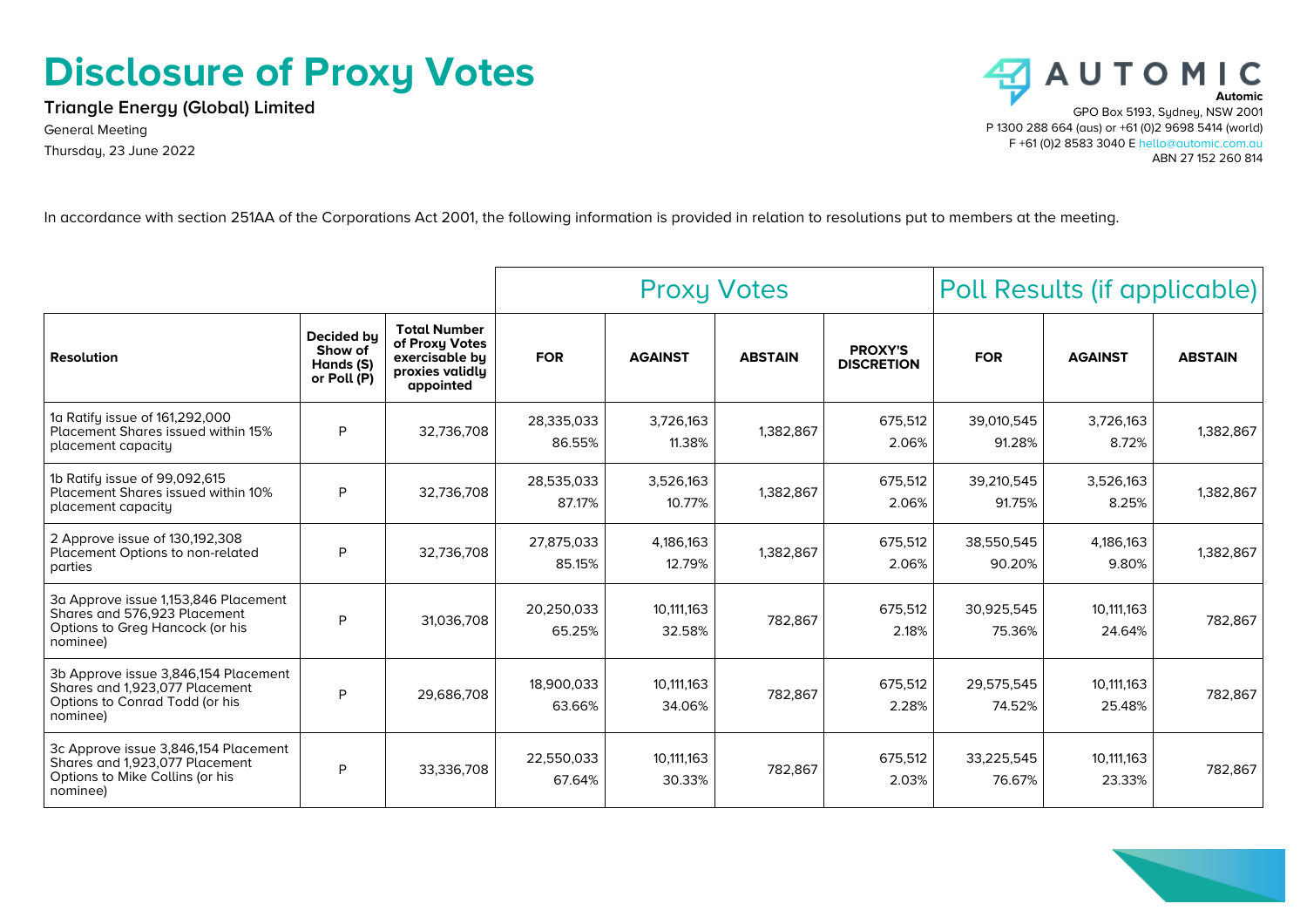# Disclosure of Proxy Votes

**Triangle Energy (Global) Limited**

General Meeting

Thursday, 23 June 2022

**Automic**
GPO Box 5193, Sydney, NSW 2001
P 1300 288 664 (aus) or +61 (0)2 9698 5414 (world)
F +61 (0)2 8583 3040 E hello@automic.com.au
ABN 27 152 260 814

In accordance with section 251AA of the Corporations Act 2001, the following information is provided in relation to resolutions put to members at the meeting.

| | | | Proxy Votes | | | | Poll Results (if applicable) | | |
|---|---|---|---|---|---|---|---|---|---|
| **Resolution** | **Decided by Show of Hands (S) or Poll (P)** | **Total Number of Proxy Votes exercisable by proxies validly appointed** | **FOR** | **AGAINST** | **ABSTAIN** | **PROXY'S DISCRETION** | **FOR** | **AGAINST** | **ABSTAIN** |
| 1a Ratify issue of 161,292,000 Placement Shares issued within 15% placement capacity | P | 32,736,708 | 28,335,033 86.55% | 3,726,163 11.38% | 1,382,867 | 675,512 2.06% | 39,010,545 91.28% | 3,726,163 8.72% | 1,382,867 |
| 1b Ratify issue of 99,092,615 Placement Shares issued within 10% placement capacity | P | 32,736,708 | 28,535,033 87.17% | 3,526,163 10.77% | 1,382,867 | 675,512 2.06% | 39,210,545 91.75% | 3,526,163 8.25% | 1,382,867 |
| 2 Approve issue of 130,192,308 Placement Options to non-related parties | P | 32,736,708 | 27,875,033 85.15% | 4,186,163 12.79% | 1,382,867 | 675,512 2.06% | 38,550,545 90.20% | 4,186,163 9.80% | 1,382,867 |
| 3a Approve issue 1,153,846 Placement Shares and 576,923 Placement Options to Greg Hancock (or his nominee) | P | 31,036,708 | 20,250,033 65.25% | 10,111,163 32.58% | 782,867 | 675,512 2.18% | 30,925,545 75.36% | 10,111,163 24.64% | 782,867 |
| 3b Approve issue 3,846,154 Placement Shares and 1,923,077 Placement Options to Conrad Todd (or his nominee) | P | 29,686,708 | 18,900,033 63.66% | 10,111,163 34.06% | 782,867 | 675,512 2.28% | 29,575,545 74.52% | 10,111,163 25.48% | 782,867 |
| 3c Approve issue 3,846,154 Placement Shares and 1,923,077 Placement Options to Mike Collins (or his nominee) | P | 33,336,708 | 22,550,033 67.64% | 10,111,163 30.33% | 782,867 | 675,512 2.03% | 33,225,545 76.67% | 10,111,163 23.33% | 782,867 |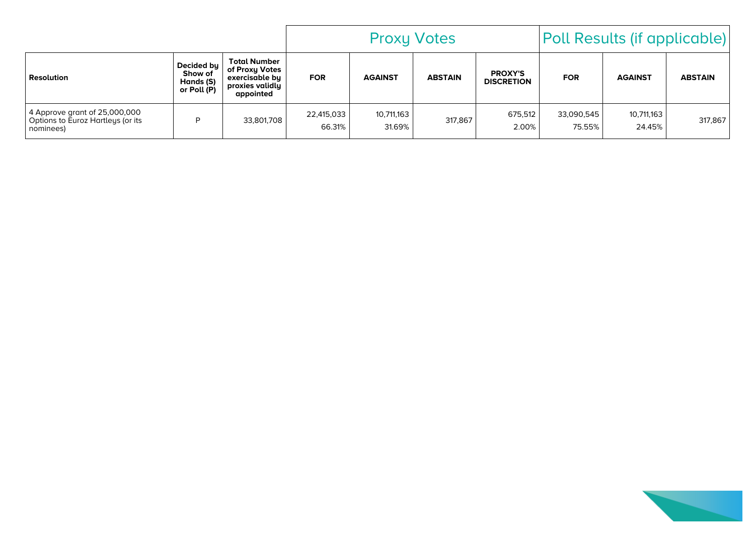| | | | Proxy Votes | | | | Poll Results (if applicable) | | |
|---|---|---|---|---|---|---|---|---|---|
| **Resolution** | **Decided by Show of Hands (S) or Poll (P)** | **Total Number of Proxy Votes exercisable by proxies validly appointed** | **FOR** | **AGAINST** | **ABSTAIN** | **PROXY'S DISCRETION** | **FOR** | **AGAINST** | **ABSTAIN** |
| 4 Approve grant of 25,000,000 Options to Euroz Hartleys (or its nominees) | P | 33,801,708 | 22,415,033 66.31% | 10,711,163 31.69% | 317,867 | 675,512 2.00% | 33,090,545 75.55% | 10,711,163 24.45% | 317,867 |